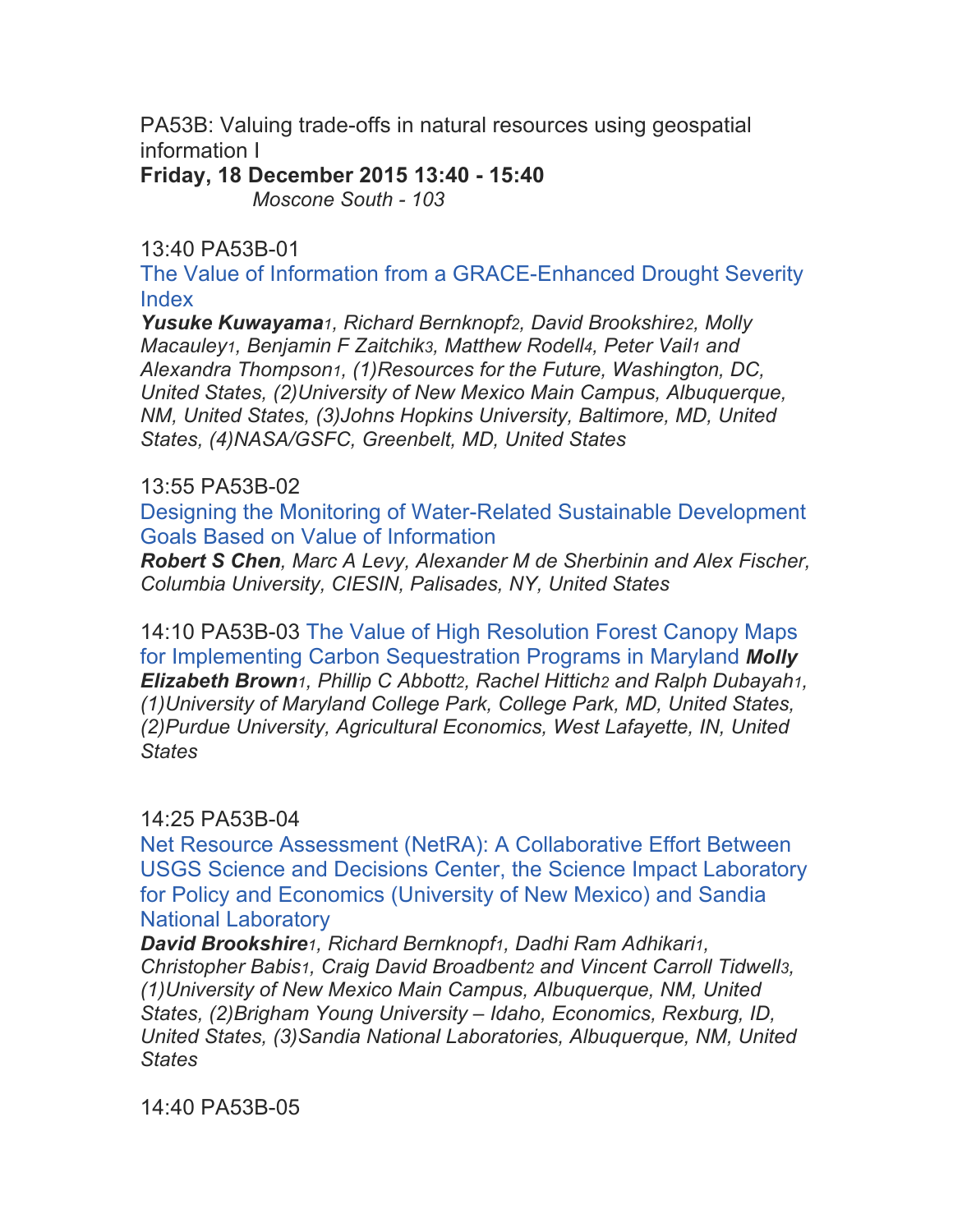PA53B: Valuing trade-offs in natural resources using geospatial information I

**Friday, 18 December 2015 13:40 - 15:40**

*Moscone South - 103*

13:40 PA53B-01

The Value of Information from a GRACE-Enhanced Drought Severity Index

***Yusuke Kuwayama***[1]*, Richard Bernknopf*[2]*, David Brookshire*[2]*, Molly Macauley*[1]*, Benjamin F Zaitchik*[3]*, Matthew Rodell*[4]*, Peter Vail*[1] *and Alexandra Thompson*[1]*, (1)Resources for the Future, Washington, DC, United States, (2)University of New Mexico Main Campus, Albuquerque, NM, United States, (3)Johns Hopkins University, Baltimore, MD, United States, (4)NASA/GSFC, Greenbelt, MD, United States*

13:55 PA53B-02

Designing the Monitoring of Water-Related Sustainable Development Goals Based on Value of Information

***Robert S Chen****, Marc A Levy, Alexander M de Sherbinin and Alex Fischer, Columbia University, CIESIN, Palisades, NY, United States*

14:10 PA53B-03 The Value of High Resolution Forest Canopy Maps for Implementing Carbon Sequestration Programs in Maryland ***Molly Elizabeth Brown***[1]*, Phillip C Abbott*[2]*, Rachel Hittich*[2] *and Ralph Dubayah*[1]*, (1)University of Maryland College Park, College Park, MD, United States, (2)Purdue University, Agricultural Economics, West Lafayette, IN, United States*

14:25 PA53B-04

Net Resource Assessment (NetRA): A Collaborative Effort Between USGS Science and Decisions Center, the Science Impact Laboratory for Policy and Economics (University of New Mexico) and Sandia National Laboratory

***David Brookshire***[1]*, Richard Bernknopf*[1]*, Dadhi Ram Adhikari*[1]*, Christopher Babis*[1]*, Craig David Broadbent*[2] *and Vincent Carroll Tidwell*[3]*, (1)University of New Mexico Main Campus, Albuquerque, NM, United States, (2)Brigham Young University – Idaho, Economics, Rexburg, ID, United States, (3)Sandia National Laboratories, Albuquerque, NM, United States*

14:40 PA53B-05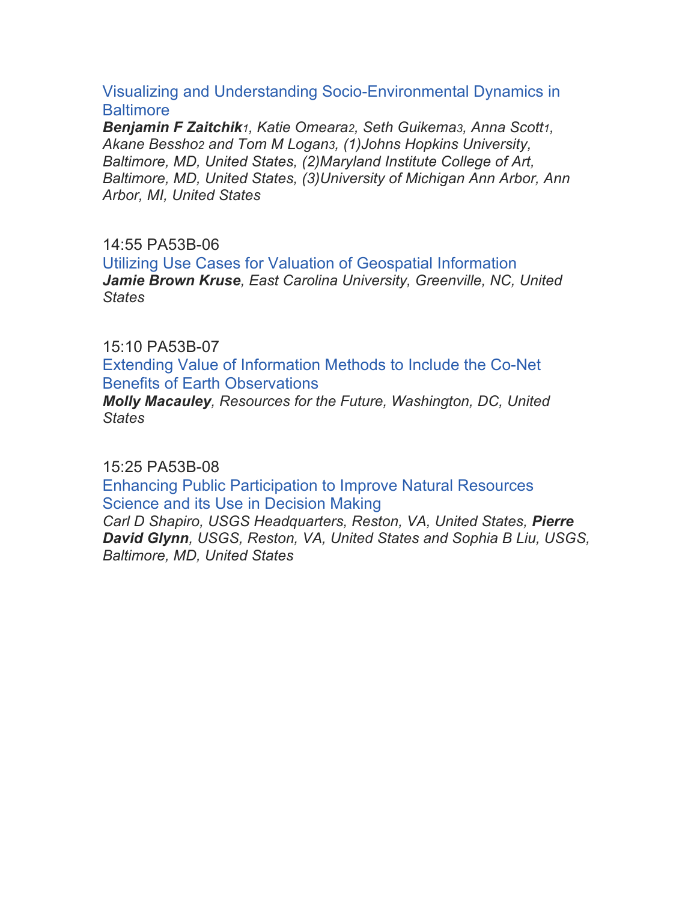Visualizing and Understanding Socio-Environmental Dynamics in Baltimore

***Benjamin F Zaitchik**[1], Katie Omeara[2], Seth Guikema[3], Anna Scott[1], Akane Bessho[2] and Tom M Logan[3], (1)Johns Hopkins University, Baltimore, MD, United States, (2)Maryland Institute College of Art, Baltimore, MD, United States, (3)University of Michigan Ann Arbor, Ann Arbor, MI, United States*

14:55 PA53B-06

Utilizing Use Cases for Valuation of Geospatial Information

***Jamie Brown Kruse**, East Carolina University, Greenville, NC, United States*

15:10 PA53B-07

Extending Value of Information Methods to Include the Co-Net Benefits of Earth Observations

***Molly Macauley**, Resources for the Future, Washington, DC, United States*

15:25 PA53B-08

Enhancing Public Participation to Improve Natural Resources Science and its Use in Decision Making

*Carl D Shapiro, USGS Headquarters, Reston, VA, United States, **Pierre David Glynn**, USGS, Reston, VA, United States and Sophia B Liu, USGS, Baltimore, MD, United States*